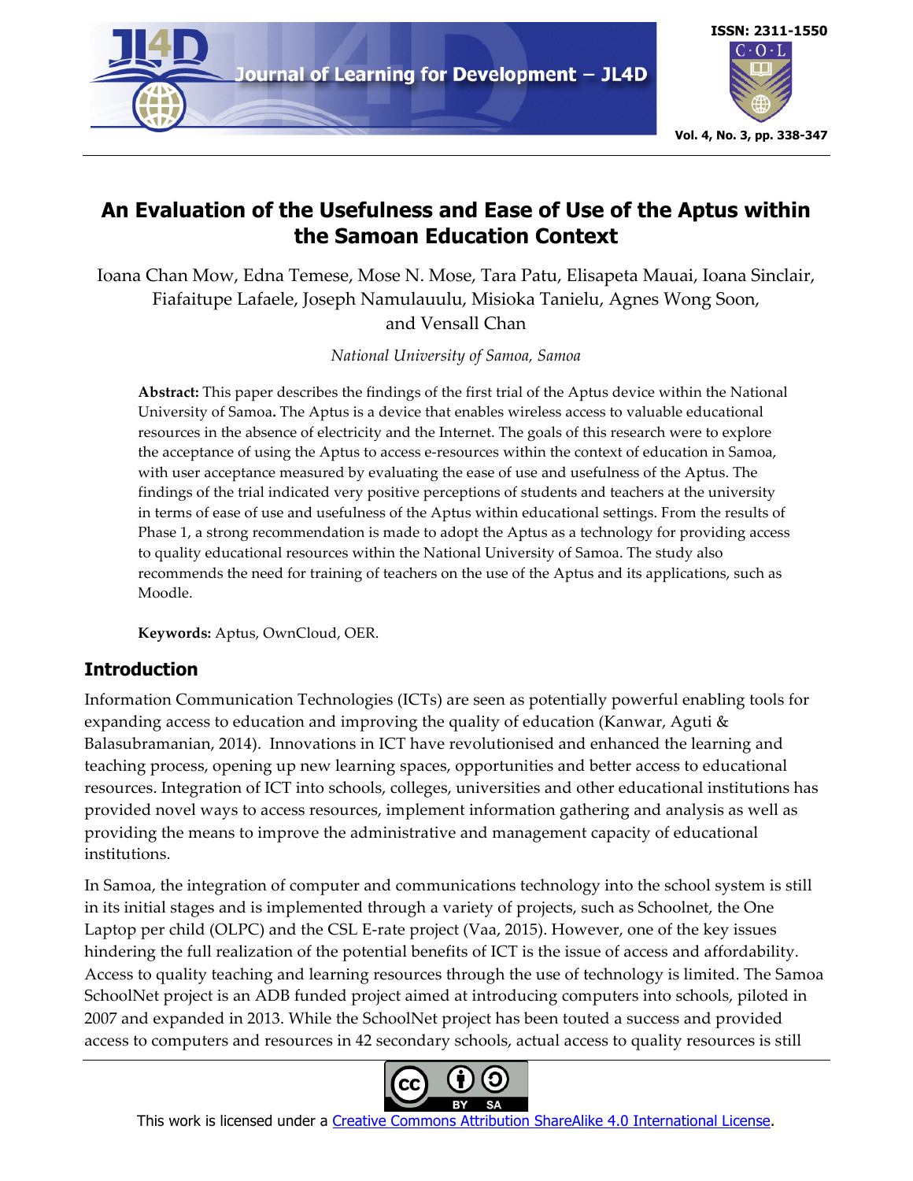# An Evaluation of the Usefulness and Ease of Use of the Aptus within the Samoan Education Context

Ioana Chan Mow, Edna Temese, Mose N. Mose, Tara Patu, Elisapeta Mauai, Ioana Sinclair, Fiafaitupe Lafaele, Joseph Namulauulu, Misioka Tanielu, Agnes Wong Soon, and Vensall Chan

*National University of Samoa, Samoa*

**Abstract:** This paper describes the findings of the first trial of the Aptus device within the National University of Samoa**.** The Aptus is a device that enables wireless access to valuable educational resources in the absence of electricity and the Internet. The goals of this research were to explore the acceptance of using the Aptus to access e-resources within the context of education in Samoa, with user acceptance measured by evaluating the ease of use and usefulness of the Aptus. The findings of the trial indicated very positive perceptions of students and teachers at the university in terms of ease of use and usefulness of the Aptus within educational settings. From the results of Phase 1, a strong recommendation is made to adopt the Aptus as a technology for providing access to quality educational resources within the National University of Samoa. The study also recommends the need for training of teachers on the use of the Aptus and its applications, such as Moodle.

**Keywords:** Aptus, OwnCloud, OER.

## Introduction

Information Communication Technologies (ICTs) are seen as potentially powerful enabling tools for expanding access to education and improving the quality of education (Kanwar, Aguti & Balasubramanian, 2014). Innovations in ICT have revolutionised and enhanced the learning and teaching process, opening up new learning spaces, opportunities and better access to educational resources. Integration of ICT into schools, colleges, universities and other educational institutions has provided novel ways to access resources, implement information gathering and analysis as well as providing the means to improve the administrative and management capacity of educational institutions.

In Samoa, the integration of computer and communications technology into the school system is still in its initial stages and is implemented through a variety of projects, such as Schoolnet, the One Laptop per child (OLPC) and the CSL E-rate project (Vaa, 2015). However, one of the key issues hindering the full realization of the potential benefits of ICT is the issue of access and affordability. Access to quality teaching and learning resources through the use of technology is limited. The Samoa SchoolNet project is an ADB funded project aimed at introducing computers into schools, piloted in 2007 and expanded in 2013. While the SchoolNet project has been touted a success and provided access to computers and resources in 42 secondary schools, actual access to quality resources is still

This work is licensed under a Creative Commons Attribution ShareAlike 4.0 International License.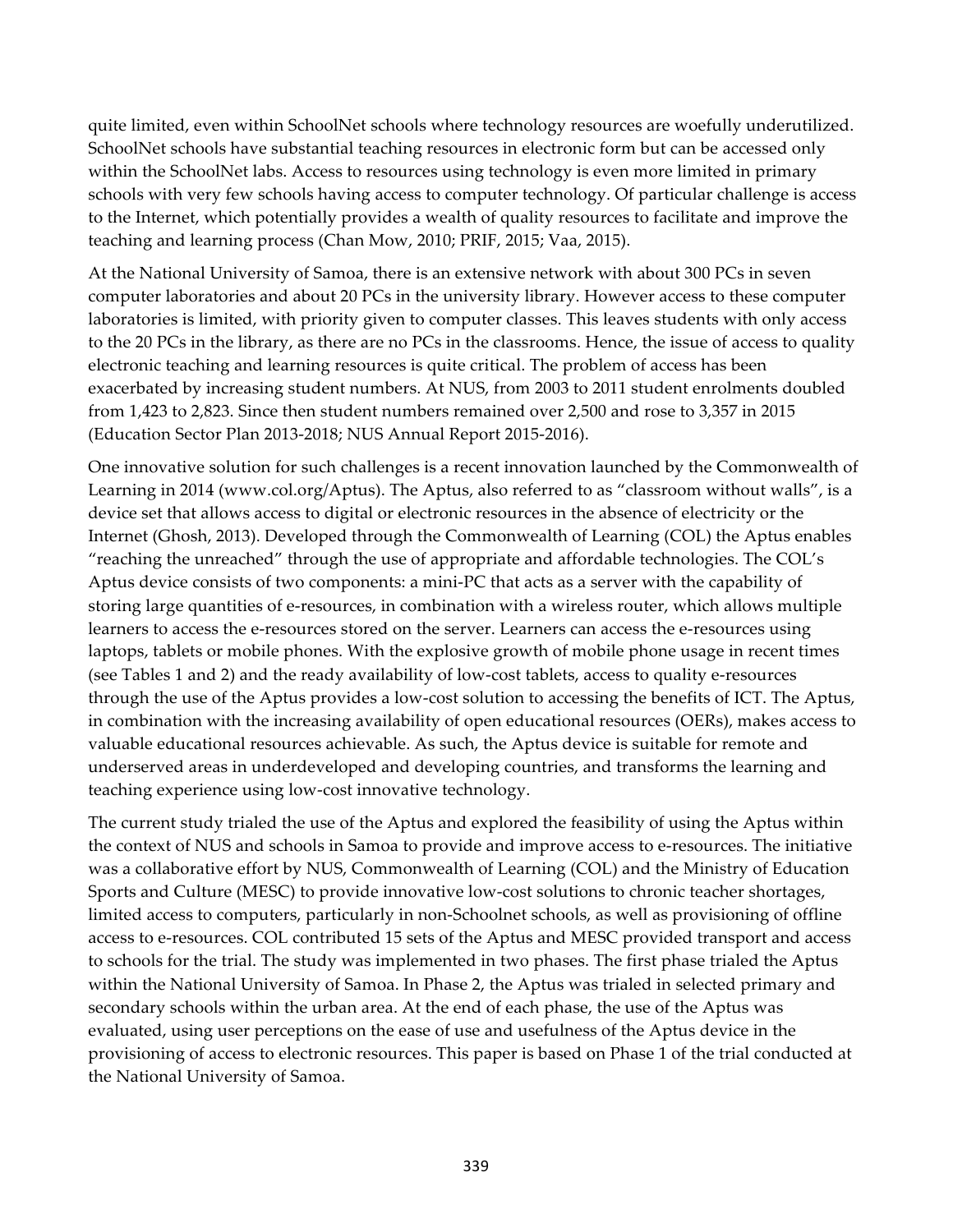quite limited, even within SchoolNet schools where technology resources are woefully underutilized. SchoolNet schools have substantial teaching resources in electronic form but can be accessed only within the SchoolNet labs. Access to resources using technology is even more limited in primary schools with very few schools having access to computer technology. Of particular challenge is access to the Internet, which potentially provides a wealth of quality resources to facilitate and improve the teaching and learning process (Chan Mow, 2010; PRIF, 2015; Vaa, 2015).

At the National University of Samoa, there is an extensive network with about 300 PCs in seven computer laboratories and about 20 PCs in the university library. However access to these computer laboratories is limited, with priority given to computer classes. This leaves students with only access to the 20 PCs in the library, as there are no PCs in the classrooms. Hence, the issue of access to quality electronic teaching and learning resources is quite critical. The problem of access has been exacerbated by increasing student numbers. At NUS, from 2003 to 2011 student enrolments doubled from 1,423 to 2,823. Since then student numbers remained over 2,500 and rose to 3,357 in 2015 (Education Sector Plan 2013-2018; NUS Annual Report 2015-2016).

One innovative solution for such challenges is a recent innovation launched by the Commonwealth of Learning in 2014 (www.col.org/Aptus). The Aptus, also referred to as "classroom without walls", is a device set that allows access to digital or electronic resources in the absence of electricity or the Internet (Ghosh, 2013). Developed through the Commonwealth of Learning (COL) the Aptus enables "reaching the unreached" through the use of appropriate and affordable technologies. The COL's Aptus device consists of two components: a mini-PC that acts as a server with the capability of storing large quantities of e-resources, in combination with a wireless router, which allows multiple learners to access the e-resources stored on the server. Learners can access the e-resources using laptops, tablets or mobile phones. With the explosive growth of mobile phone usage in recent times (see Tables 1 and 2) and the ready availability of low-cost tablets, access to quality e-resources through the use of the Aptus provides a low-cost solution to accessing the benefits of ICT. The Aptus, in combination with the increasing availability of open educational resources (OERs), makes access to valuable educational resources achievable. As such, the Aptus device is suitable for remote and underserved areas in underdeveloped and developing countries, and transforms the learning and teaching experience using low-cost innovative technology.

The current study trialed the use of the Aptus and explored the feasibility of using the Aptus within the context of NUS and schools in Samoa to provide and improve access to e-resources. The initiative was a collaborative effort by NUS, Commonwealth of Learning (COL) and the Ministry of Education Sports and Culture (MESC) to provide innovative low-cost solutions to chronic teacher shortages, limited access to computers, particularly in non-Schoolnet schools, as well as provisioning of offline access to e-resources. COL contributed 15 sets of the Aptus and MESC provided transport and access to schools for the trial. The study was implemented in two phases. The first phase trialed the Aptus within the National University of Samoa. In Phase 2, the Aptus was trialed in selected primary and secondary schools within the urban area. At the end of each phase, the use of the Aptus was evaluated, using user perceptions on the ease of use and usefulness of the Aptus device in the provisioning of access to electronic resources. This paper is based on Phase 1 of the trial conducted at the National University of Samoa.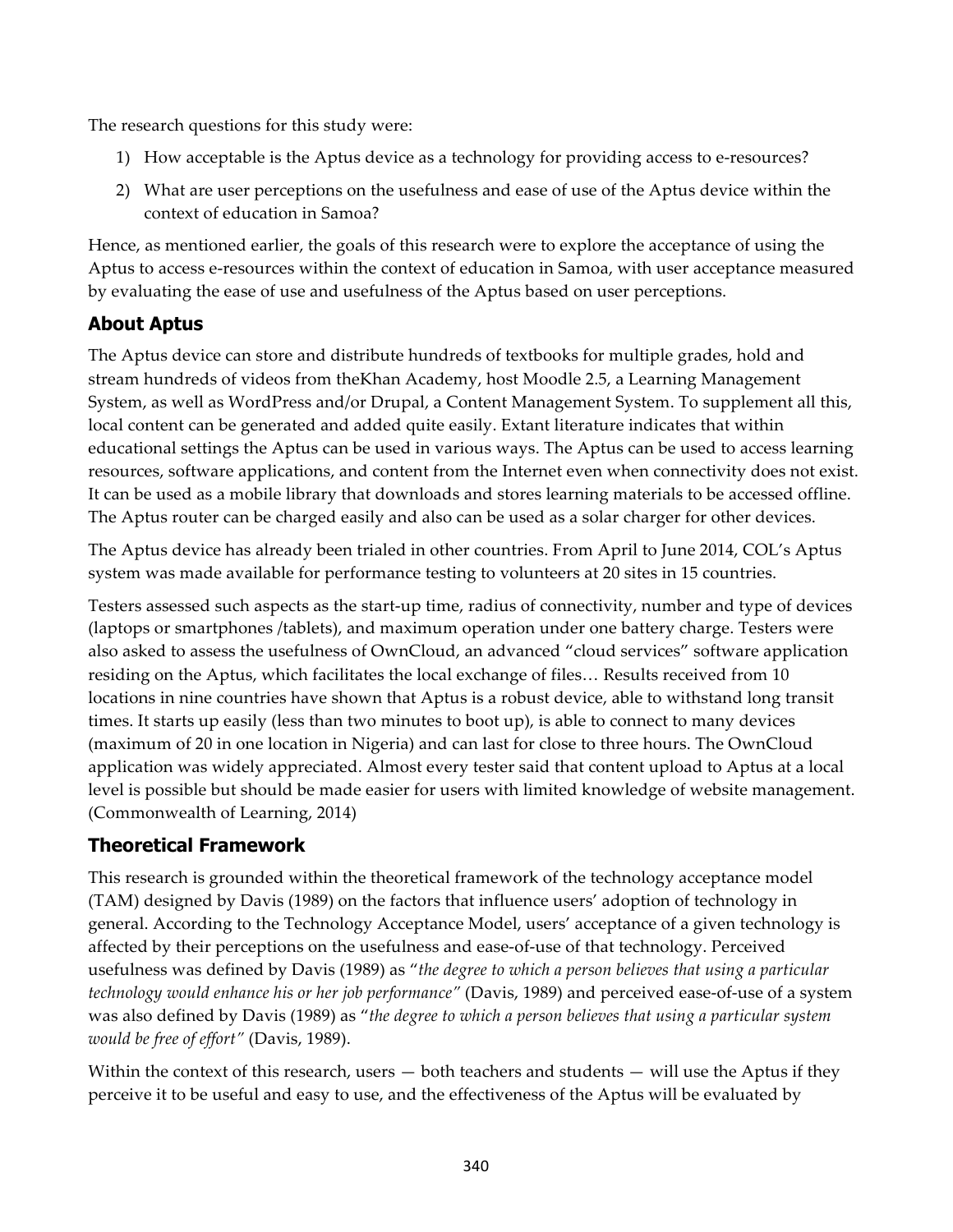The research questions for this study were:

1) How acceptable is the Aptus device as a technology for providing access to e-resources?
2) What are user perceptions on the usefulness and ease of use of the Aptus device within the context of education in Samoa?

Hence, as mentioned earlier, the goals of this research were to explore the acceptance of using the Aptus to access e-resources within the context of education in Samoa, with user acceptance measured by evaluating the ease of use and usefulness of the Aptus based on user perceptions.

## About Aptus

The Aptus device can store and distribute hundreds of textbooks for multiple grades, hold and stream hundreds of videos from theKhan Academy, host Moodle 2.5, a Learning Management System, as well as WordPress and/or Drupal, a Content Management System. To supplement all this, local content can be generated and added quite easily. Extant literature indicates that within educational settings the Aptus can be used in various ways. The Aptus can be used to access learning resources, software applications, and content from the Internet even when connectivity does not exist. It can be used as a mobile library that downloads and stores learning materials to be accessed offline. The Aptus router can be charged easily and also can be used as a solar charger for other devices.

The Aptus device has already been trialed in other countries. From April to June 2014, COL's Aptus system was made available for performance testing to volunteers at 20 sites in 15 countries.

Testers assessed such aspects as the start-up time, radius of connectivity, number and type of devices (laptops or smartphones /tablets), and maximum operation under one battery charge. Testers were also asked to assess the usefulness of OwnCloud, an advanced "cloud services" software application residing on the Aptus, which facilitates the local exchange of files… Results received from 10 locations in nine countries have shown that Aptus is a robust device, able to withstand long transit times. It starts up easily (less than two minutes to boot up), is able to connect to many devices (maximum of 20 in one location in Nigeria) and can last for close to three hours. The OwnCloud application was widely appreciated. Almost every tester said that content upload to Aptus at a local level is possible but should be made easier for users with limited knowledge of website management. (Commonwealth of Learning, 2014)

## Theoretical Framework

This research is grounded within the theoretical framework of the technology acceptance model (TAM) designed by Davis (1989) on the factors that influence users' adoption of technology in general. According to the Technology Acceptance Model, users' acceptance of a given technology is affected by their perceptions on the usefulness and ease-of-use of that technology. Perceived usefulness was defined by Davis (1989) as "*the degree to which a person believes that using a particular technology would enhance his or her job performance"* (Davis, 1989) and perceived ease-of-use of a system was also defined by Davis (1989) as "*the degree to which a person believes that using a particular system would be free of effort"* (Davis, 1989).

Within the context of this research, users — both teachers and students — will use the Aptus if they perceive it to be useful and easy to use, and the effectiveness of the Aptus will be evaluated by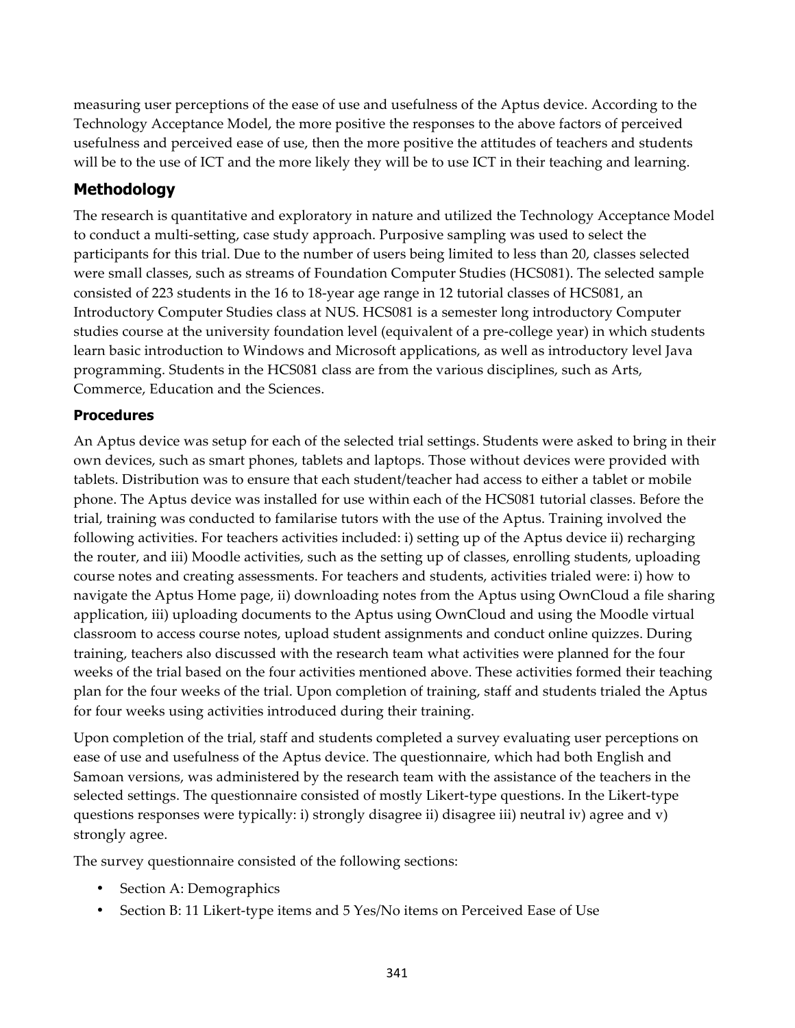measuring user perceptions of the ease of use and usefulness of the Aptus device. According to the Technology Acceptance Model, the more positive the responses to the above factors of perceived usefulness and perceived ease of use, then the more positive the attitudes of teachers and students will be to the use of ICT and the more likely they will be to use ICT in their teaching and learning.

## Methodology

The research is quantitative and exploratory in nature and utilized the Technology Acceptance Model to conduct a multi-setting, case study approach. Purposive sampling was used to select the participants for this trial. Due to the number of users being limited to less than 20, classes selected were small classes, such as streams of Foundation Computer Studies (HCS081). The selected sample consisted of 223 students in the 16 to 18-year age range in 12 tutorial classes of HCS081, an Introductory Computer Studies class at NUS. HCS081 is a semester long introductory Computer studies course at the university foundation level (equivalent of a pre-college year) in which students learn basic introduction to Windows and Microsoft applications, as well as introductory level Java programming. Students in the HCS081 class are from the various disciplines, such as Arts, Commerce, Education and the Sciences.

### Procedures

An Aptus device was setup for each of the selected trial settings. Students were asked to bring in their own devices, such as smart phones, tablets and laptops. Those without devices were provided with tablets. Distribution was to ensure that each student/teacher had access to either a tablet or mobile phone. The Aptus device was installed for use within each of the HCS081 tutorial classes. Before the trial, training was conducted to familarise tutors with the use of the Aptus. Training involved the following activities. For teachers activities included: i) setting up of the Aptus device ii) recharging the router, and iii) Moodle activities, such as the setting up of classes, enrolling students, uploading course notes and creating assessments. For teachers and students, activities trialed were: i) how to navigate the Aptus Home page, ii) downloading notes from the Aptus using OwnCloud a file sharing application, iii) uploading documents to the Aptus using OwnCloud and using the Moodle virtual classroom to access course notes, upload student assignments and conduct online quizzes. During training, teachers also discussed with the research team what activities were planned for the four weeks of the trial based on the four activities mentioned above. These activities formed their teaching plan for the four weeks of the trial. Upon completion of training, staff and students trialed the Aptus for four weeks using activities introduced during their training.

Upon completion of the trial, staff and students completed a survey evaluating user perceptions on ease of use and usefulness of the Aptus device. The questionnaire, which had both English and Samoan versions, was administered by the research team with the assistance of the teachers in the selected settings. The questionnaire consisted of mostly Likert-type questions. In the Likert-type questions responses were typically: i) strongly disagree ii) disagree iii) neutral iv) agree and v) strongly agree.

The survey questionnaire consisted of the following sections:

- Section A: Demographics
- Section B: 11 Likert-type items and 5 Yes/No items on Perceived Ease of Use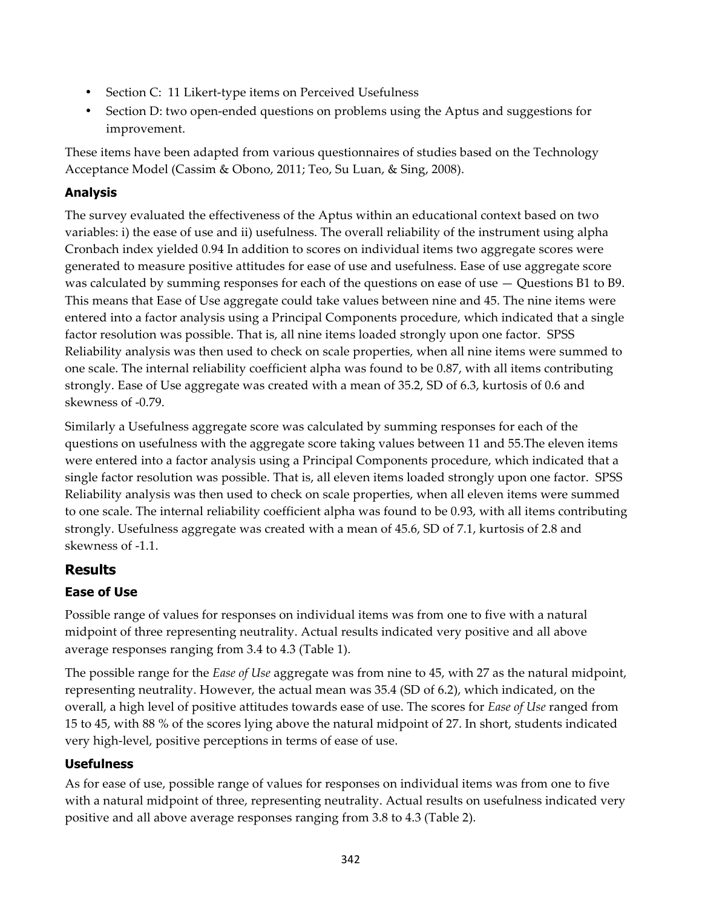- Section C: 11 Likert-type items on Perceived Usefulness
- Section D: two open-ended questions on problems using the Aptus and suggestions for improvement.

These items have been adapted from various questionnaires of studies based on the Technology Acceptance Model (Cassim & Obono, 2011; Teo, Su Luan, & Sing, 2008).

### Analysis

The survey evaluated the effectiveness of the Aptus within an educational context based on two variables: i) the ease of use and ii) usefulness. The overall reliability of the instrument using alpha Cronbach index yielded 0.94 In addition to scores on individual items two aggregate scores were generated to measure positive attitudes for ease of use and usefulness. Ease of use aggregate score was calculated by summing responses for each of the questions on ease of use — Questions B1 to B9. This means that Ease of Use aggregate could take values between nine and 45. The nine items were entered into a factor analysis using a Principal Components procedure, which indicated that a single factor resolution was possible. That is, all nine items loaded strongly upon one factor. SPSS Reliability analysis was then used to check on scale properties, when all nine items were summed to one scale. The internal reliability coefficient alpha was found to be 0.87, with all items contributing strongly. Ease of Use aggregate was created with a mean of 35.2, SD of 6.3, kurtosis of 0.6 and skewness of -0.79.

Similarly a Usefulness aggregate score was calculated by summing responses for each of the questions on usefulness with the aggregate score taking values between 11 and 55.The eleven items were entered into a factor analysis using a Principal Components procedure, which indicated that a single factor resolution was possible. That is, all eleven items loaded strongly upon one factor. SPSS Reliability analysis was then used to check on scale properties, when all eleven items were summed to one scale. The internal reliability coefficient alpha was found to be 0.93, with all items contributing strongly. Usefulness aggregate was created with a mean of 45.6, SD of 7.1, kurtosis of 2.8 and skewness of -1.1.

## Results

### Ease of Use

Possible range of values for responses on individual items was from one to five with a natural midpoint of three representing neutrality. Actual results indicated very positive and all above average responses ranging from 3.4 to 4.3 (Table 1).

The possible range for the *Ease of Use* aggregate was from nine to 45, with 27 as the natural midpoint, representing neutrality. However, the actual mean was 35.4 (SD of 6.2), which indicated, on the overall, a high level of positive attitudes towards ease of use. The scores for *Ease of Use* ranged from 15 to 45, with 88 % of the scores lying above the natural midpoint of 27. In short, students indicated very high-level, positive perceptions in terms of ease of use.

### Usefulness

As for ease of use, possible range of values for responses on individual items was from one to five with a natural midpoint of three, representing neutrality. Actual results on usefulness indicated very positive and all above average responses ranging from 3.8 to 4.3 (Table 2).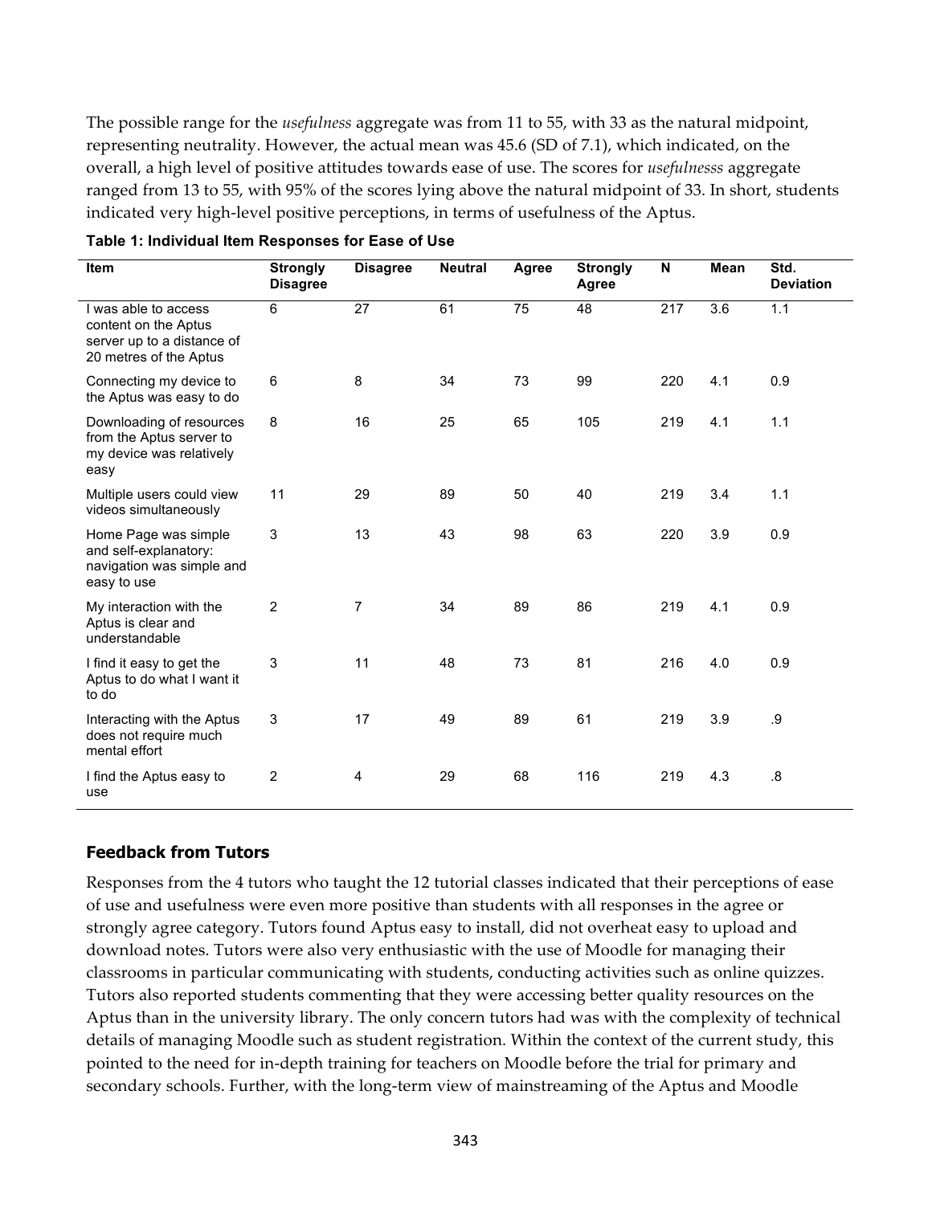The possible range for the *usefulness* aggregate was from 11 to 55, with 33 as the natural midpoint, representing neutrality. However, the actual mean was 45.6 (SD of 7.1), which indicated, on the overall, a high level of positive attitudes towards ease of use. The scores for *usefulnesss* aggregate ranged from 13 to 55, with 95% of the scores lying above the natural midpoint of 33. In short, students indicated very high-level positive perceptions, in terms of usefulness of the Aptus.

**Table 1: Individual Item Responses for Ease of Use**

| Item | Strongly Disagree | Disagree | Neutral | Agree | Strongly Agree | N | Mean | Std. Deviation |
|---|---|---|---|---|---|---|---|---|
| I was able to access content on the Aptus server up to a distance of 20 metres of the Aptus | 6 | 27 | 61 | 75 | 48 | 217 | 3.6 | 1.1 |
| Connecting my device to the Aptus was easy to do | 6 | 8 | 34 | 73 | 99 | 220 | 4.1 | 0.9 |
| Downloading of resources from the Aptus server to my device was relatively easy | 8 | 16 | 25 | 65 | 105 | 219 | 4.1 | 1.1 |
| Multiple users could view videos simultaneously | 11 | 29 | 89 | 50 | 40 | 219 | 3.4 | 1.1 |
| Home Page was simple and self-explanatory: navigation was simple and easy to use | 3 | 13 | 43 | 98 | 63 | 220 | 3.9 | 0.9 |
| My interaction with the Aptus is clear and understandable | 2 | 7 | 34 | 89 | 86 | 219 | 4.1 | 0.9 |
| I find it easy to get the Aptus to do what I want it to do | 3 | 11 | 48 | 73 | 81 | 216 | 4.0 | 0.9 |
| Interacting with the Aptus does not require much mental effort | 3 | 17 | 49 | 89 | 61 | 219 | 3.9 | .9 |
| I find the Aptus easy to use | 2 | 4 | 29 | 68 | 116 | 219 | 4.3 | .8 |

### Feedback from Tutors

Responses from the 4 tutors who taught the 12 tutorial classes indicated that their perceptions of ease of use and usefulness were even more positive than students with all responses in the agree or strongly agree category. Tutors found Aptus easy to install, did not overheat easy to upload and download notes. Tutors were also very enthusiastic with the use of Moodle for managing their classrooms in particular communicating with students, conducting activities such as online quizzes. Tutors also reported students commenting that they were accessing better quality resources on the Aptus than in the university library. The only concern tutors had was with the complexity of technical details of managing Moodle such as student registration. Within the context of the current study, this pointed to the need for in-depth training for teachers on Moodle before the trial for primary and secondary schools. Further, with the long-term view of mainstreaming of the Aptus and Moodle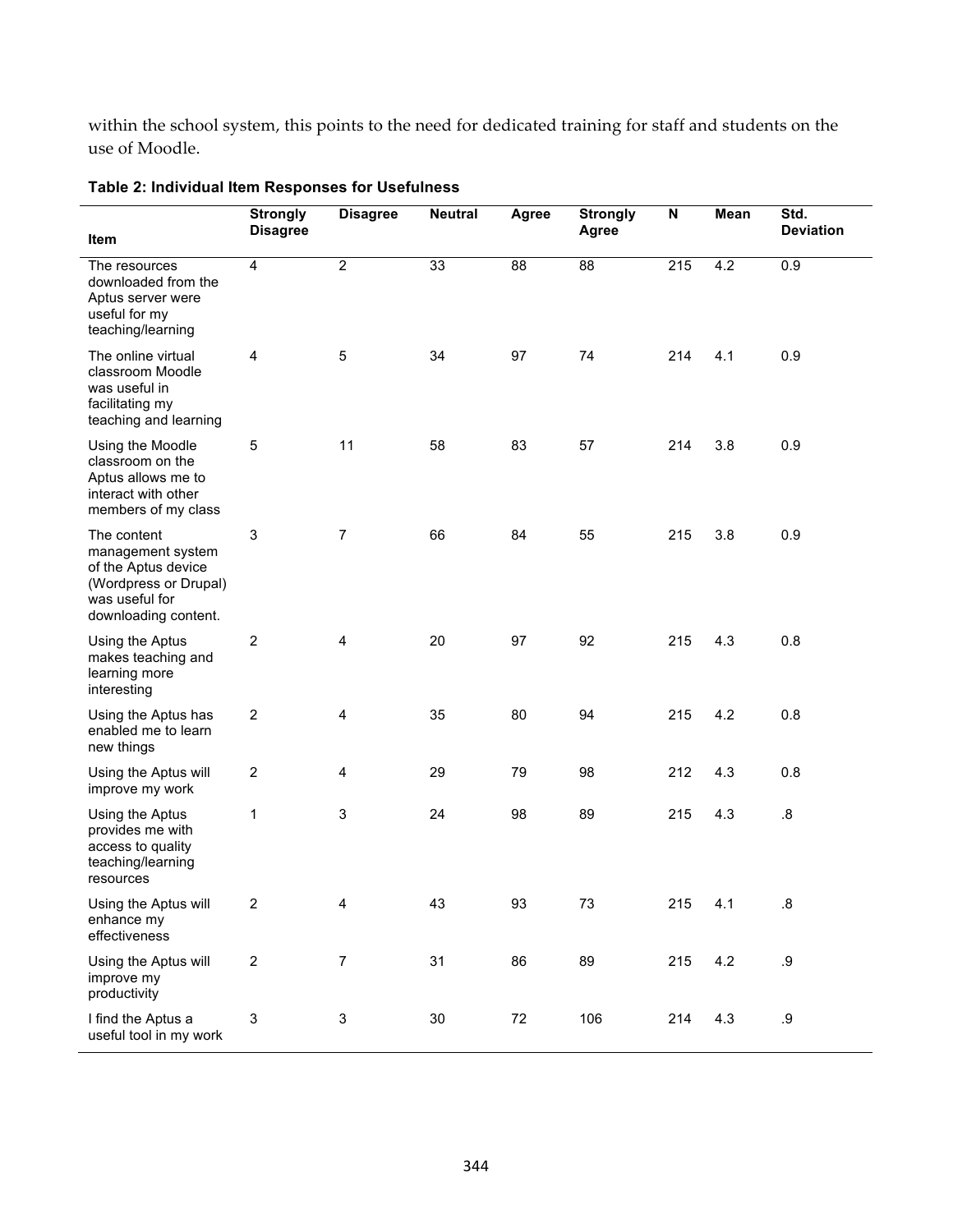within the school system, this points to the need for dedicated training for staff and students on the use of Moodle.

**Table 2: Individual Item Responses for Usefulness**

| Item | Strongly Disagree | Disagree | Neutral | Agree | Strongly Agree | N | Mean | Std. Deviation |
|---|---|---|---|---|---|---|---|---|
| The resources downloaded from the Aptus server were useful for my teaching/learning | 4 | 2 | 33 | 88 | 88 | 215 | 4.2 | 0.9 |
| The online virtual classroom Moodle was useful in facilitating my teaching and learning | 4 | 5 | 34 | 97 | 74 | 214 | 4.1 | 0.9 |
| Using the Moodle classroom on the Aptus allows me to interact with other members of my class | 5 | 11 | 58 | 83 | 57 | 214 | 3.8 | 0.9 |
| The content management system of the Aptus device (Wordpress or Drupal) was useful for downloading content. | 3 | 7 | 66 | 84 | 55 | 215 | 3.8 | 0.9 |
| Using the Aptus makes teaching and learning more interesting | 2 | 4 | 20 | 97 | 92 | 215 | 4.3 | 0.8 |
| Using the Aptus has enabled me to learn new things | 2 | 4 | 35 | 80 | 94 | 215 | 4.2 | 0.8 |
| Using the Aptus will improve my work | 2 | 4 | 29 | 79 | 98 | 212 | 4.3 | 0.8 |
| Using the Aptus provides me with access to quality teaching/learning resources | 1 | 3 | 24 | 98 | 89 | 215 | 4.3 | .8 |
| Using the Aptus will enhance my effectiveness | 2 | 4 | 43 | 93 | 73 | 215 | 4.1 | .8 |
| Using the Aptus will improve my productivity | 2 | 7 | 31 | 86 | 89 | 215 | 4.2 | .9 |
| I find the Aptus a useful tool in my work | 3 | 3 | 30 | 72 | 106 | 214 | 4.3 | .9 |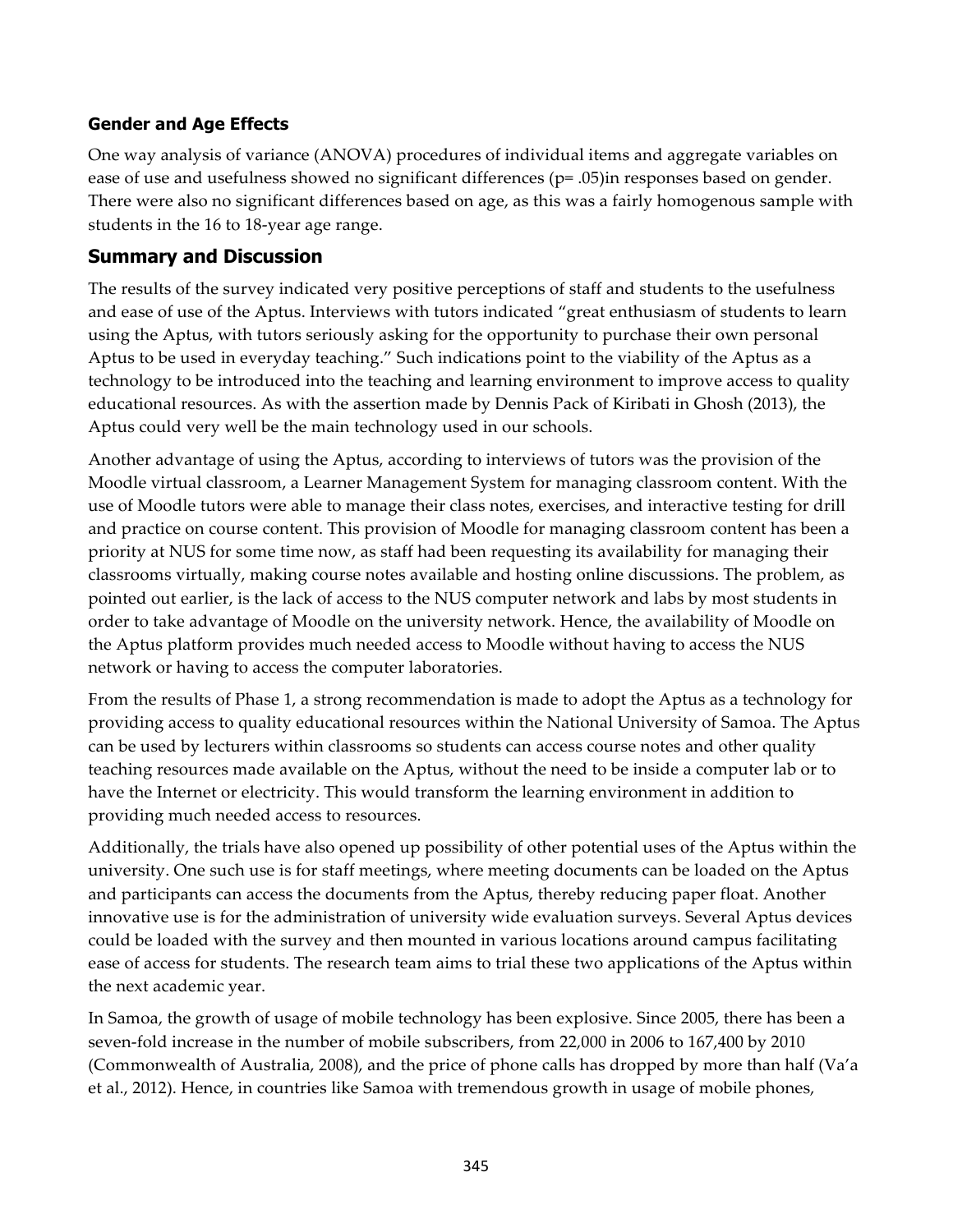### Gender and Age Effects

One way analysis of variance (ANOVA) procedures of individual items and aggregate variables on ease of use and usefulness showed no significant differences ($p = .05$)in responses based on gender. There were also no significant differences based on age, as this was a fairly homogenous sample with students in the 16 to 18-year age range.

## Summary and Discussion

The results of the survey indicated very positive perceptions of staff and students to the usefulness and ease of use of the Aptus. Interviews with tutors indicated "great enthusiasm of students to learn using the Aptus, with tutors seriously asking for the opportunity to purchase their own personal Aptus to be used in everyday teaching." Such indications point to the viability of the Aptus as a technology to be introduced into the teaching and learning environment to improve access to quality educational resources. As with the assertion made by Dennis Pack of Kiribati in Ghosh (2013), the Aptus could very well be the main technology used in our schools.

Another advantage of using the Aptus, according to interviews of tutors was the provision of the Moodle virtual classroom, a Learner Management System for managing classroom content. With the use of Moodle tutors were able to manage their class notes, exercises, and interactive testing for drill and practice on course content. This provision of Moodle for managing classroom content has been a priority at NUS for some time now, as staff had been requesting its availability for managing their classrooms virtually, making course notes available and hosting online discussions. The problem, as pointed out earlier, is the lack of access to the NUS computer network and labs by most students in order to take advantage of Moodle on the university network. Hence, the availability of Moodle on the Aptus platform provides much needed access to Moodle without having to access the NUS network or having to access the computer laboratories.

From the results of Phase 1, a strong recommendation is made to adopt the Aptus as a technology for providing access to quality educational resources within the National University of Samoa. The Aptus can be used by lecturers within classrooms so students can access course notes and other quality teaching resources made available on the Aptus, without the need to be inside a computer lab or to have the Internet or electricity. This would transform the learning environment in addition to providing much needed access to resources.

Additionally, the trials have also opened up possibility of other potential uses of the Aptus within the university. One such use is for staff meetings, where meeting documents can be loaded on the Aptus and participants can access the documents from the Aptus, thereby reducing paper float. Another innovative use is for the administration of university wide evaluation surveys. Several Aptus devices could be loaded with the survey and then mounted in various locations around campus facilitating ease of access for students. The research team aims to trial these two applications of the Aptus within the next academic year.

In Samoa, the growth of usage of mobile technology has been explosive. Since 2005, there has been a seven-fold increase in the number of mobile subscribers, from 22,000 in 2006 to 167,400 by 2010 (Commonwealth of Australia, 2008), and the price of phone calls has dropped by more than half (Va'a et al., 2012). Hence, in countries like Samoa with tremendous growth in usage of mobile phones,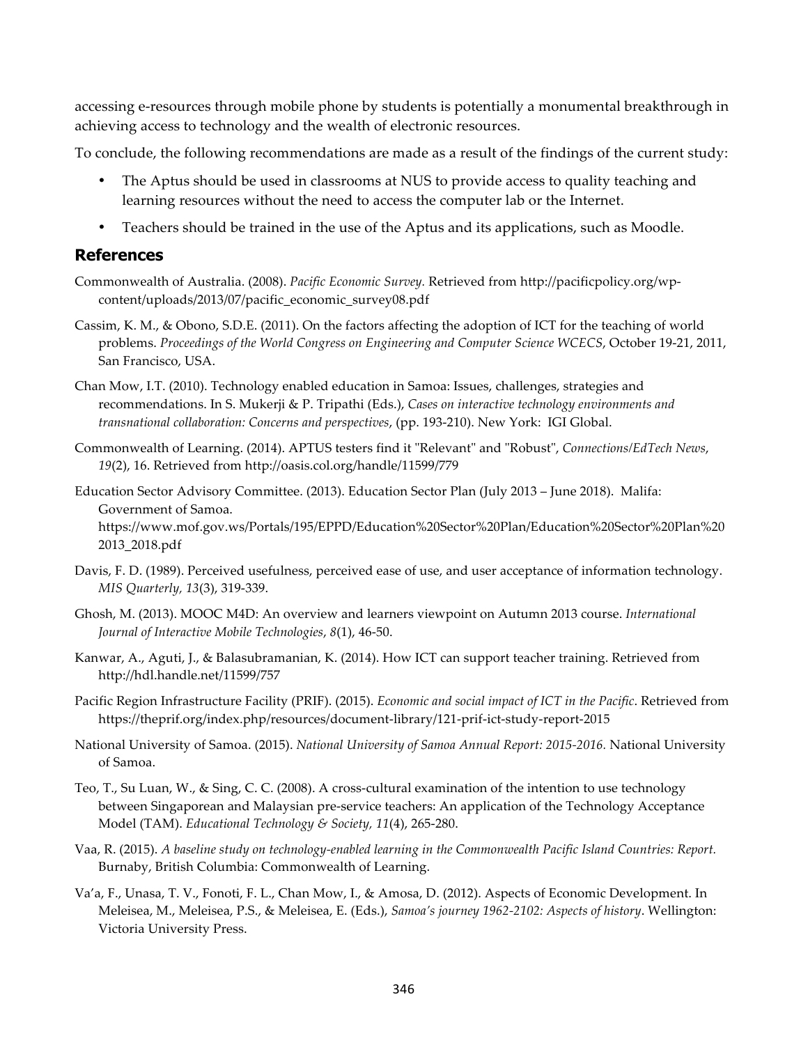accessing e-resources through mobile phone by students is potentially a monumental breakthrough in achieving access to technology and the wealth of electronic resources.

To conclude, the following recommendations are made as a result of the findings of the current study:

- The Aptus should be used in classrooms at NUS to provide access to quality teaching and learning resources without the need to access the computer lab or the Internet.
- Teachers should be trained in the use of the Aptus and its applications, such as Moodle.

## References

Commonwealth of Australia. (2008). *Pacific Economic Survey.* Retrieved from http://pacificpolicy.org/wp-content/uploads/2013/07/pacific_economic_survey08.pdf

Cassim, K. M., & Obono, S.D.E. (2011). On the factors affecting the adoption of ICT for the teaching of world problems. *Proceedings of the World Congress on Engineering and Computer Science WCECS*, October 19-21, 2011, San Francisco, USA.

Chan Mow, I.T. (2010). Technology enabled education in Samoa: Issues, challenges, strategies and recommendations. In S. Mukerji & P. Tripathi (Eds.), *Cases on interactive technology environments and transnational collaboration: Concerns and perspectives*, (pp. 193-210). New York: IGI Global.

Commonwealth of Learning. (2014). APTUS testers find it "Relevant" and "Robust", *Connections/EdTech News*, *19*(2), 16. Retrieved from http://oasis.col.org/handle/11599/779

Education Sector Advisory Committee. (2013). Education Sector Plan (July 2013 – June 2018). Malifa: Government of Samoa. https://www.mof.gov.ws/Portals/195/EPPD/Education%20Sector%20Plan/Education%20Sector%20Plan%202013_2018.pdf

Davis, F. D. (1989). Perceived usefulness, perceived ease of use, and user acceptance of information technology. *MIS Quarterly, 13*(3), 319-339.

Ghosh, M. (2013). MOOC M4D: An overview and learners viewpoint on Autumn 2013 course. *International Journal of Interactive Mobile Technologies*, *8*(1), 46-50.

Kanwar, A., Aguti, J., & Balasubramanian, K. (2014). How ICT can support teacher training. Retrieved from http://hdl.handle.net/11599/757

Pacific Region Infrastructure Facility (PRIF). (2015). *Economic and social impact of ICT in the Pacific*. Retrieved from https://theprif.org/index.php/resources/document-library/121-prif-ict-study-report-2015

National University of Samoa. (2015). *National University of Samoa Annual Report: 2015-2016.* National University of Samoa.

Teo, T., Su Luan, W., & Sing, C. C. (2008). A cross-cultural examination of the intention to use technology between Singaporean and Malaysian pre-service teachers: An application of the Technology Acceptance Model (TAM). *Educational Technology & Society, 11*(4), 265-280.

Vaa, R. (2015). *A baseline study on technology-enabled learning in the Commonwealth Pacific Island Countries: Report.* Burnaby, British Columbia: Commonwealth of Learning.

Va'a, F., Unasa, T. V., Fonoti, F. L., Chan Mow, I., & Amosa, D. (2012). Aspects of Economic Development. In Meleisea, M., Meleisea, P.S., & Meleisea, E. (Eds.), *Samoa's journey 1962-2102: Aspects of history*. Wellington: Victoria University Press.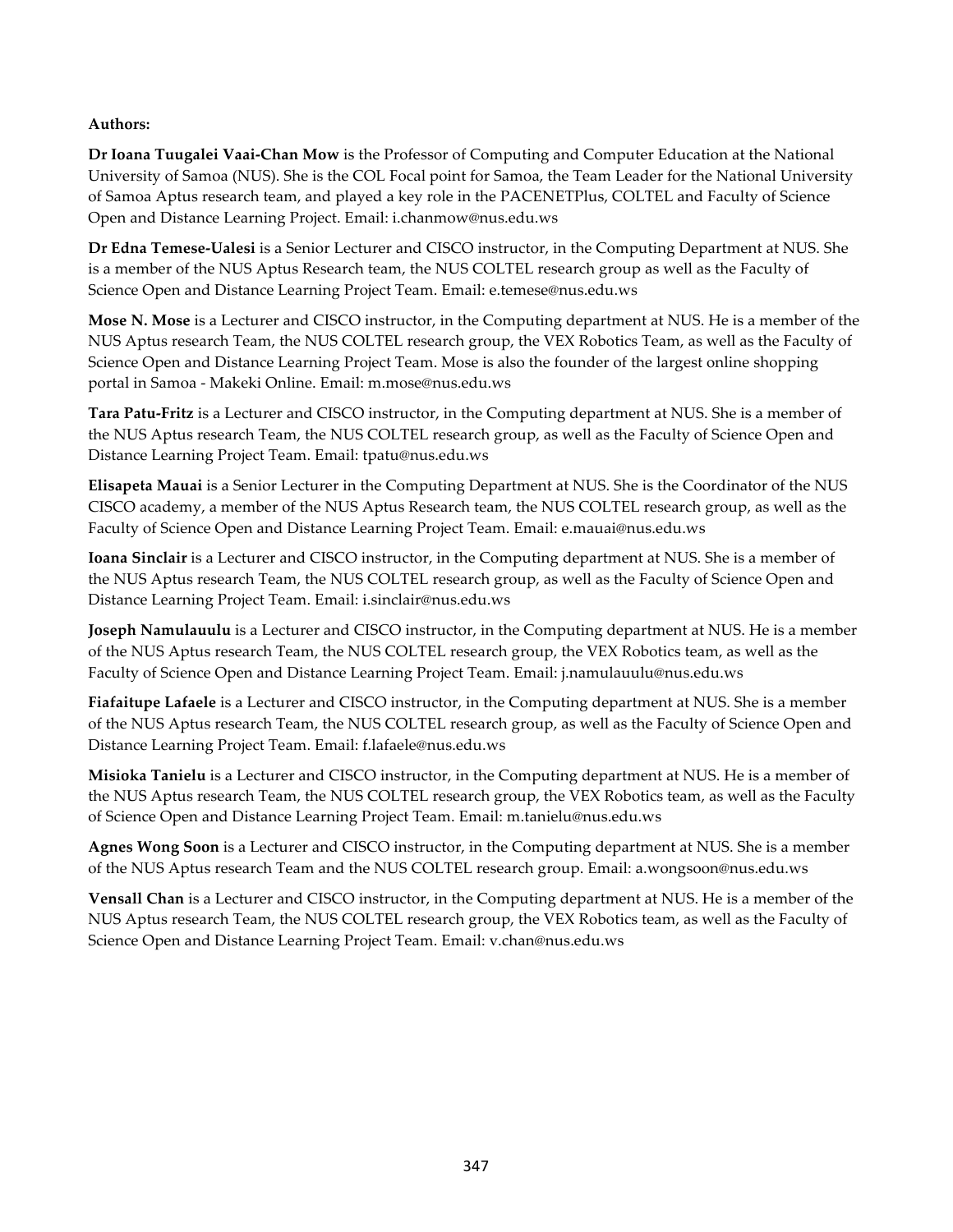**Authors:**

**Dr Ioana Tuugalei Vaai-Chan Mow** is the Professor of Computing and Computer Education at the National University of Samoa (NUS). She is the COL Focal point for Samoa, the Team Leader for the National University of Samoa Aptus research team, and played a key role in the PACENETPlus, COLTEL and Faculty of Science Open and Distance Learning Project. Email: i.chanmow@nus.edu.ws

**Dr Edna Temese-Ualesi** is a Senior Lecturer and CISCO instructor, in the Computing Department at NUS. She is a member of the NUS Aptus Research team, the NUS COLTEL research group as well as the Faculty of Science Open and Distance Learning Project Team. Email: e.temese@nus.edu.ws

**Mose N. Mose** is a Lecturer and CISCO instructor, in the Computing department at NUS. He is a member of the NUS Aptus research Team, the NUS COLTEL research group, the VEX Robotics Team, as well as the Faculty of Science Open and Distance Learning Project Team. Mose is also the founder of the largest online shopping portal in Samoa - Makeki Online. Email: m.mose@nus.edu.ws

**Tara Patu-Fritz** is a Lecturer and CISCO instructor, in the Computing department at NUS. She is a member of the NUS Aptus research Team, the NUS COLTEL research group, as well as the Faculty of Science Open and Distance Learning Project Team. Email: tpatu@nus.edu.ws

**Elisapeta Mauai** is a Senior Lecturer in the Computing Department at NUS. She is the Coordinator of the NUS CISCO academy, a member of the NUS Aptus Research team, the NUS COLTEL research group, as well as the Faculty of Science Open and Distance Learning Project Team. Email: e.mauai@nus.edu.ws

**Ioana Sinclair** is a Lecturer and CISCO instructor, in the Computing department at NUS. She is a member of the NUS Aptus research Team, the NUS COLTEL research group, as well as the Faculty of Science Open and Distance Learning Project Team. Email: i.sinclair@nus.edu.ws

**Joseph Namulauulu** is a Lecturer and CISCO instructor, in the Computing department at NUS. He is a member of the NUS Aptus research Team, the NUS COLTEL research group, the VEX Robotics team, as well as the Faculty of Science Open and Distance Learning Project Team. Email: j.namulauulu@nus.edu.ws

**Fiafaitupe Lafaele** is a Lecturer and CISCO instructor, in the Computing department at NUS. She is a member of the NUS Aptus research Team, the NUS COLTEL research group, as well as the Faculty of Science Open and Distance Learning Project Team. Email: f.lafaele@nus.edu.ws

**Misioka Tanielu** is a Lecturer and CISCO instructor, in the Computing department at NUS. He is a member of the NUS Aptus research Team, the NUS COLTEL research group, the VEX Robotics team, as well as the Faculty of Science Open and Distance Learning Project Team. Email: m.tanielu@nus.edu.ws

**Agnes Wong Soon** is a Lecturer and CISCO instructor, in the Computing department at NUS. She is a member of the NUS Aptus research Team and the NUS COLTEL research group. Email: a.wongsoon@nus.edu.ws

**Vensall Chan** is a Lecturer and CISCO instructor, in the Computing department at NUS. He is a member of the NUS Aptus research Team, the NUS COLTEL research group, the VEX Robotics team, as well as the Faculty of Science Open and Distance Learning Project Team. Email: v.chan@nus.edu.ws